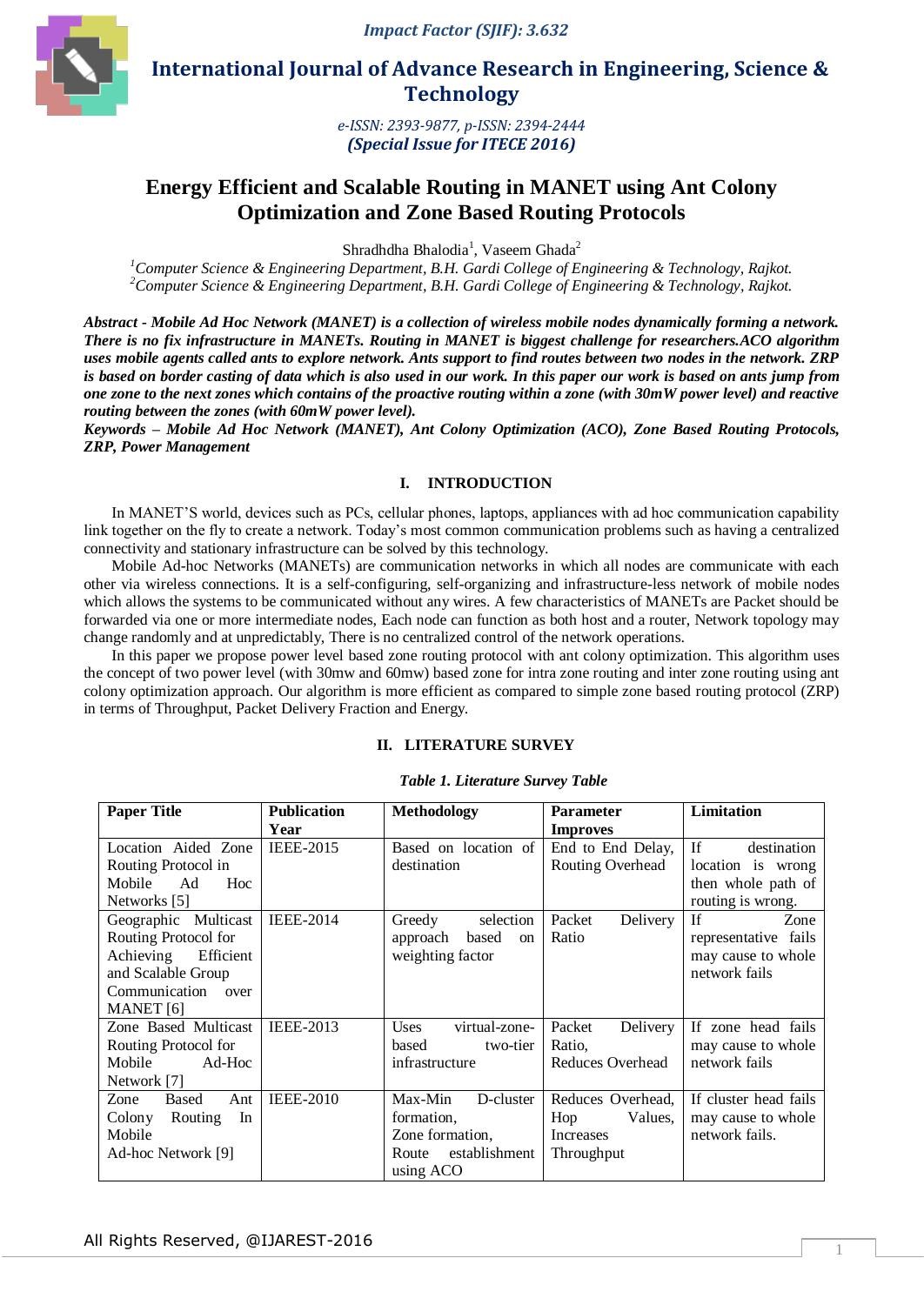# Energy Efficient and Scalable Routing in MANET using Ant Colony Optimization and Zone Based Routing Protocols

Shradhdha Bhalodia[1], Vaseem Ghada[2]

[1]*Computer Science & Engineering Department, B.H. Gardi College of Engineering & Technology, Rajkot.*
[2]*Computer Science & Engineering Department, B.H. Gardi College of Engineering & Technology, Rajkot.*

***Abstract - Mobile Ad Hoc Network (MANET) is a collection of wireless mobile nodes dynamically forming a network. There is no fix infrastructure in MANETs. Routing in MANET is biggest challenge for researchers.ACO algorithm uses mobile agents called ants to explore network. Ants support to find routes between two nodes in the network. ZRP is based on border casting of data which is also used in our work. In this paper our work is based on ants jump from one zone to the next zones which contains of the proactive routing within a zone (with 30mW power level) and reactive routing between the zones (with 60mW power level).***

***Keywords – Mobile Ad Hoc Network (MANET), Ant Colony Optimization (ACO), Zone Based Routing Protocols, ZRP, Power Management***

## I. INTRODUCTION

In MANET'S world, devices such as PCs, cellular phones, laptops, appliances with ad hoc communication capability link together on the fly to create a network. Today's most common communication problems such as having a centralized connectivity and stationary infrastructure can be solved by this technology.

Mobile Ad-hoc Networks (MANETs) are communication networks in which all nodes are communicate with each other via wireless connections. It is a self-configuring, self-organizing and infrastructure-less network of mobile nodes which allows the systems to be communicated without any wires. A few characteristics of MANETs are Packet should be forwarded via one or more intermediate nodes, Each node can function as both host and a router, Network topology may change randomly and at unpredictably, There is no centralized control of the network operations.

In this paper we propose power level based zone routing protocol with ant colony optimization. This algorithm uses the concept of two power level (with 30mw and 60mw) based zone for intra zone routing and inter zone routing using ant colony optimization approach. Our algorithm is more efficient as compared to simple zone based routing protocol (ZRP) in terms of Throughput, Packet Delivery Fraction and Energy.

## II. LITERATURE SURVEY

***Table 1. Literature Survey Table***

| **Paper Title** | **Publication Year** | **Methodology** | **Parameter Improves** | **Limitation** |
|---|---|---|---|---|
| Location Aided Zone Routing Protocol in Mobile Ad Hoc Networks [5] | IEEE-2015 | Based on location of destination | End to End Delay, Routing Overhead | If destination location is wrong then whole path of routing is wrong. |
| Geographic Multicast Routing Protocol for Achieving Efficient and Scalable Group Communication over MANET [6] | IEEE-2014 | Greedy selection approach based on weighting factor | Packet Delivery Ratio | If Zone representative fails may cause to whole network fails |
| Zone Based Multicast Routing Protocol for Mobile Ad-Hoc Network [7] | IEEE-2013 | Uses virtual-zone-based two-tier infrastructure | Packet Delivery Ratio, Reduces Overhead | If zone head fails may cause to whole network fails |
| Zone Based Ant Colony Routing In Mobile Ad-hoc Network [9] | IEEE-2010 | Max-Min D-cluster formation, Zone formation, Route establishment using ACO | Reduces Overhead, Hop Values, Increases Throughput | If cluster head fails may cause to whole network fails. |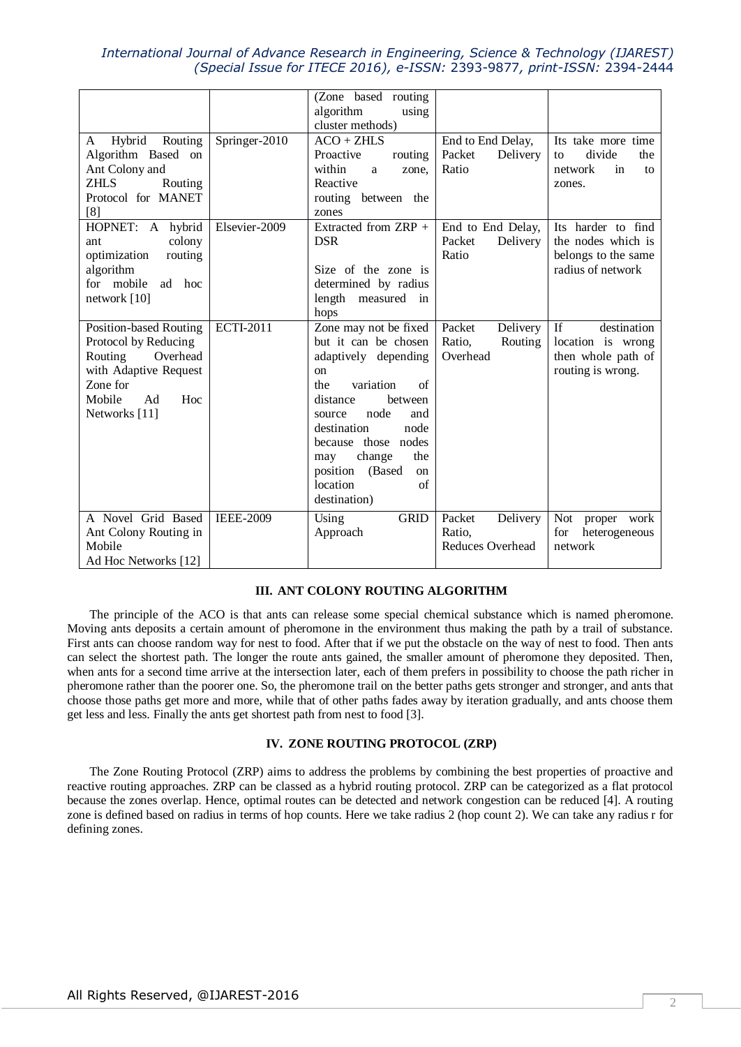| | | (Zone based routing algorithm using cluster methods) | | |
|---|---|---|---|---|
| A Hybrid Routing Algorithm Based on Ant Colony and ZHLS Routing Protocol for MANET [8] | Springer-2010 | ACO + ZHLS Proactive routing within a zone, Reactive routing between the zones | End to End Delay, Packet Delivery Ratio | Its take more time to divide the network in to zones. |
| HOPNET: A hybrid ant colony optimization routing algorithm for mobile ad hoc network [10] | Elsevier-2009 | Extracted from ZRP + DSR<br><br>Size of the zone is determined by radius length measured in hops | End to End Delay, Packet Delivery Ratio | Its harder to find the nodes which is belongs to the same radius of network |
| Position-based Routing Protocol by Reducing Routing Overhead with Adaptive Request Zone for Mobile Ad Hoc Networks [11] | ECTI-2011 | Zone may not be fixed but it can be chosen adaptively depending on the variation of distance between source node and destination node because those nodes may change the position (Based on location of destination) | Packet Delivery Ratio, Routing Overhead | If destination location is wrong then whole path of routing is wrong. |
| A Novel Grid Based Ant Colony Routing in Mobile Ad Hoc Networks [12] | IEEE-2009 | Using GRID Approach | Packet Delivery Ratio, Reduces Overhead | Not proper work for heterogeneous network |

## III. ANT COLONY ROUTING ALGORITHM

The principle of the ACO is that ants can release some special chemical substance which is named pheromone. Moving ants deposits a certain amount of pheromone in the environment thus making the path by a trail of substance. First ants can choose random way for nest to food. After that if we put the obstacle on the way of nest to food. Then ants can select the shortest path. The longer the route ants gained, the smaller amount of pheromone they deposited. Then, when ants for a second time arrive at the intersection later, each of them prefers in possibility to choose the path richer in pheromone rather than the poorer one. So, the pheromone trail on the better paths gets stronger and stronger, and ants that choose those paths get more and more, while that of other paths fades away by iteration gradually, and ants choose them get less and less. Finally the ants get shortest path from nest to food [3].

## IV. ZONE ROUTING PROTOCOL (ZRP)

The Zone Routing Protocol (ZRP) aims to address the problems by combining the best properties of proactive and reactive routing approaches. ZRP can be classed as a hybrid routing protocol. ZRP can be categorized as a flat protocol because the zones overlap. Hence, optimal routes can be detected and network congestion can be reduced [4]. A routing zone is defined based on radius in terms of hop counts. Here we take radius 2 (hop count 2). We can take any radius r for defining zones.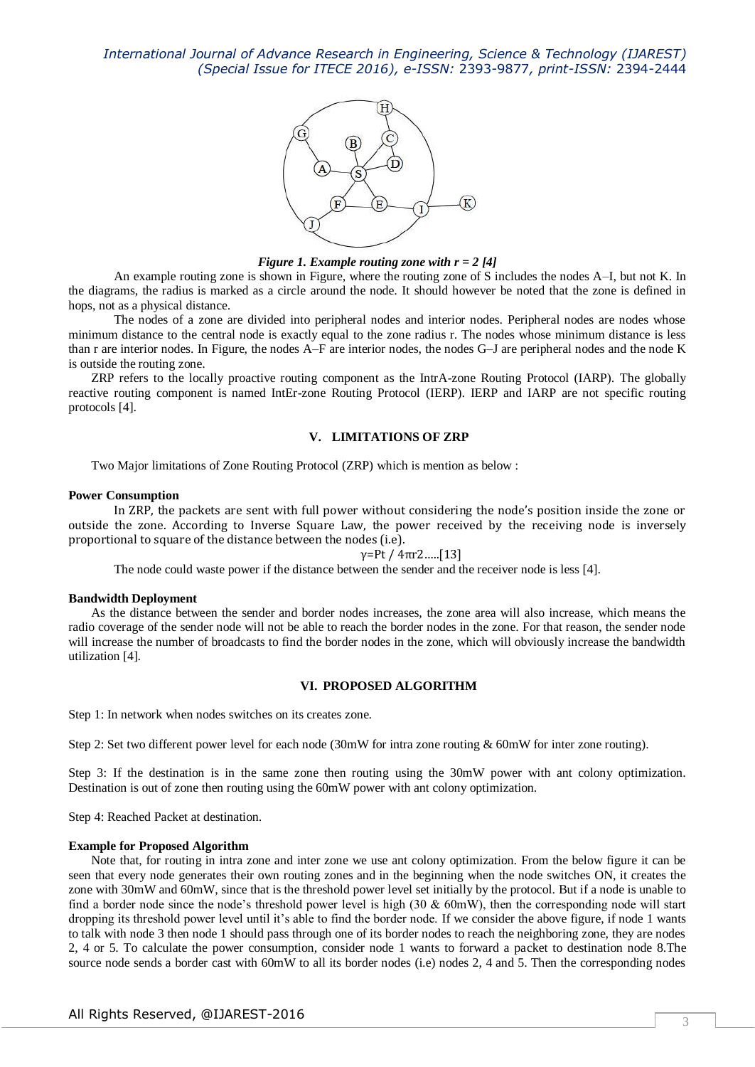*Figure 1. Example routing zone with r = 2 [4]*

An example routing zone is shown in Figure, where the routing zone of S includes the nodes A–I, but not K. In the diagrams, the radius is marked as a circle around the node. It should however be noted that the zone is defined in hops, not as a physical distance.

The nodes of a zone are divided into peripheral nodes and interior nodes. Peripheral nodes are nodes whose minimum distance to the central node is exactly equal to the zone radius r. The nodes whose minimum distance is less than r are interior nodes. In Figure, the nodes A–F are interior nodes, the nodes G–J are peripheral nodes and the node K is outside the routing zone.

ZRP refers to the locally proactive routing component as the IntrA-zone Routing Protocol (IARP). The globally reactive routing component is named IntEr-zone Routing Protocol (IERP). IERP and IARP are not specific routing protocols [4].

## V. LIMITATIONS OF ZRP

Two Major limitations of Zone Routing Protocol (ZRP) which is mention as below :

**Power Consumption**

In ZRP, the packets are sent with full power without considering the node's position inside the zone or outside the zone. According to Inverse Square Law, the power received by the receiving node is inversely proportional to square of the distance between the nodes (i.e).

$$\gamma = P_t / 4\pi r^2 \text{.....[13]}$$

The node could waste power if the distance between the sender and the receiver node is less [4].

**Bandwidth Deployment**

As the distance between the sender and border nodes increases, the zone area will also increase, which means the radio coverage of the sender node will not be able to reach the border nodes in the zone. For that reason, the sender node will increase the number of broadcasts to find the border nodes in the zone, which will obviously increase the bandwidth utilization [4].

## VI. PROPOSED ALGORITHM

Step 1: In network when nodes switches on its creates zone.

Step 2: Set two different power level for each node (30mW for intra zone routing & 60mW for inter zone routing).

Step 3: If the destination is in the same zone then routing using the 30mW power with ant colony optimization. Destination is out of zone then routing using the 60mW power with ant colony optimization.

Step 4: Reached Packet at destination.

**Example for Proposed Algorithm**

Note that, for routing in intra zone and inter zone we use ant colony optimization. From the below figure it can be seen that every node generates their own routing zones and in the beginning when the node switches ON, it creates the zone with 30mW and 60mW, since that is the threshold power level set initially by the protocol. But if a node is unable to find a border node since the node's threshold power level is high (30 & 60mW), then the corresponding node will start dropping its threshold power level until it's able to find the border node. If we consider the above figure, if node 1 wants to talk with node 3 then node 1 should pass through one of its border nodes to reach the neighboring zone, they are nodes 2, 4 or 5. To calculate the power consumption, consider node 1 wants to forward a packet to destination node 8.The source node sends a border cast with 60mW to all its border nodes (i.e) nodes 2, 4 and 5. Then the corresponding nodes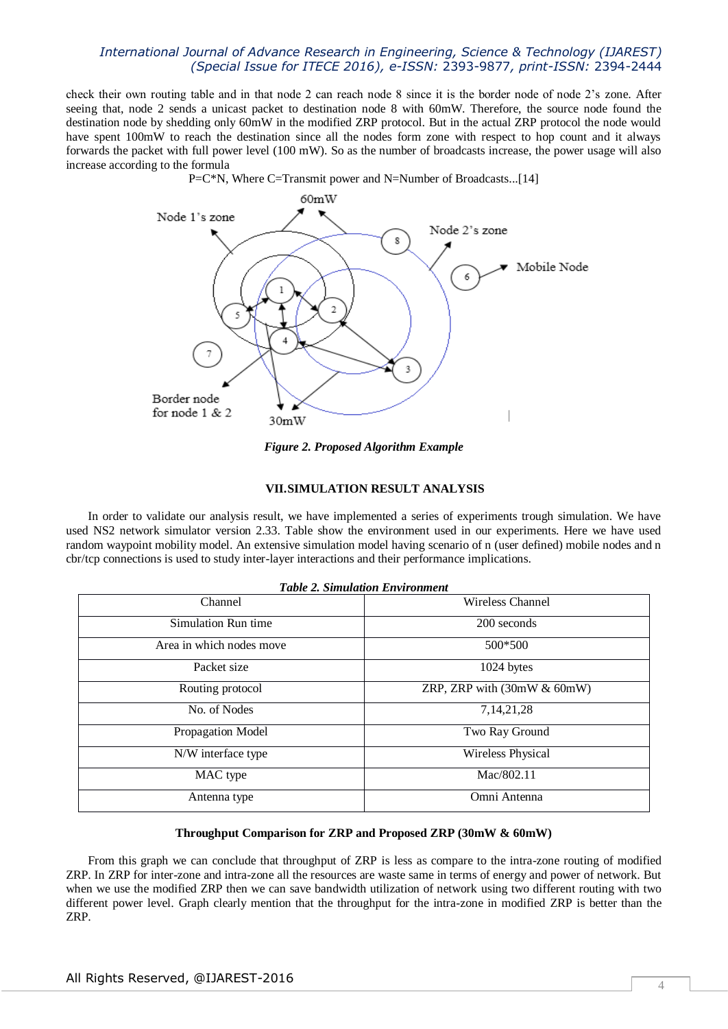check their own routing table and in that node 2 can reach node 8 since it is the border node of node 2's zone. After seeing that, node 2 sends a unicast packet to destination node 8 with 60mW. Therefore, the source node found the destination node by shedding only 60mW in the modified ZRP protocol. But in the actual ZRP protocol the node would have spent 100mW to reach the destination since all the nodes form zone with respect to hop count and it always forwards the packet with full power level (100 mW). So as the number of broadcasts increase, the power usage will also increase according to the formula

P=C*N, Where C=Transmit power and N=Number of Broadcasts...[14]

*Figure 2. Proposed Algorithm Example*

## VII.SIMULATION RESULT ANALYSIS

In order to validate our analysis result, we have implemented a series of experiments trough simulation. We have used NS2 network simulator version 2.33. Table show the environment used in our experiments. Here we have used random waypoint mobility model. An extensive simulation model having scenario of n (user defined) mobile nodes and n cbr/tcp connections is used to study inter-layer interactions and their performance implications.

*Table 2. Simulation Environment*

| Channel | Wireless Channel |
|---|---|
| Simulation Run time | 200 seconds |
| Area in which nodes move | 500*500 |
| Packet size | 1024 bytes |
| Routing protocol | ZRP, ZRP with (30mW & 60mW) |
| No. of Nodes | 7,14,21,28 |
| Propagation Model | Two Ray Ground |
| N/W interface type | Wireless Physical |
| MAC type | Mac/802.11 |
| Antenna type | Omni Antenna |

**Throughput Comparison for ZRP and Proposed ZRP (30mW & 60mW)**

From this graph we can conclude that throughput of ZRP is less as compare to the intra-zone routing of modified ZRP. In ZRP for inter-zone and intra-zone all the resources are waste same in terms of energy and power of network. But when we use the modified ZRP then we can save bandwidth utilization of network using two different routing with two different power level. Graph clearly mention that the throughput for the intra-zone in modified ZRP is better than the ZRP.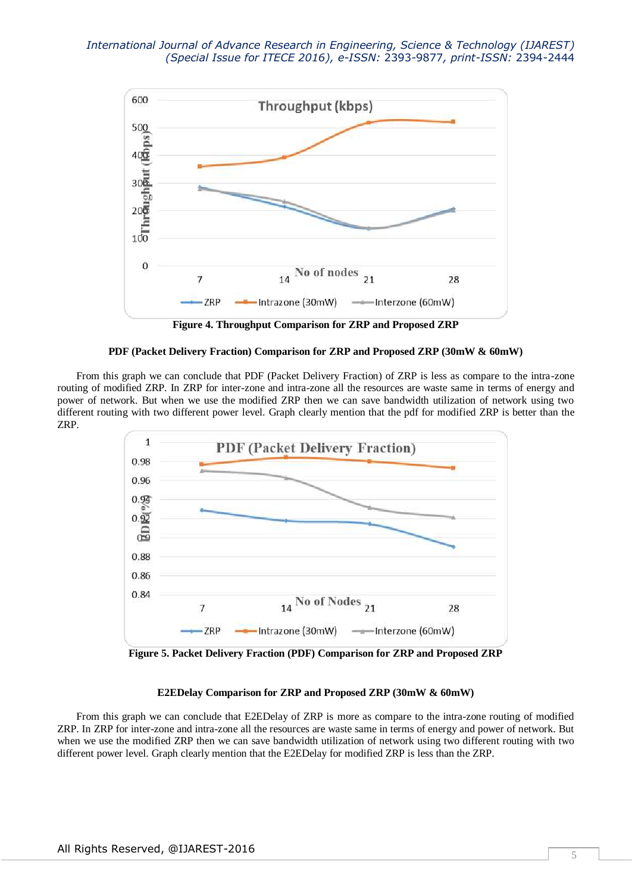**Figure 4. Throughput Comparison for ZRP and Proposed ZRP**

**PDF (Packet Delivery Fraction) Comparison for ZRP and Proposed ZRP (30mW & 60mW)**

From this graph we can conclude that PDF (Packet Delivery Fraction) of ZRP is less as compare to the intra-zone routing of modified ZRP. In ZRP for inter-zone and intra-zone all the resources are waste same in terms of energy and power of network. But when we use the modified ZRP then we can save bandwidth utilization of network using two different routing with two different power level. Graph clearly mention that the pdf for modified ZRP is better than the ZRP.

**Figure 5. Packet Delivery Fraction (PDF) Comparison for ZRP and Proposed ZRP**

**E2EDelay Comparison for ZRP and Proposed ZRP (30mW & 60mW)**

From this graph we can conclude that E2EDelay of ZRP is more as compare to the intra-zone routing of modified ZRP. In ZRP for inter-zone and intra-zone all the resources are waste same in terms of energy and power of network. But when we use the modified ZRP then we can save bandwidth utilization of network using two different routing with two different power level. Graph clearly mention that the E2EDelay for modified ZRP is less than the ZRP.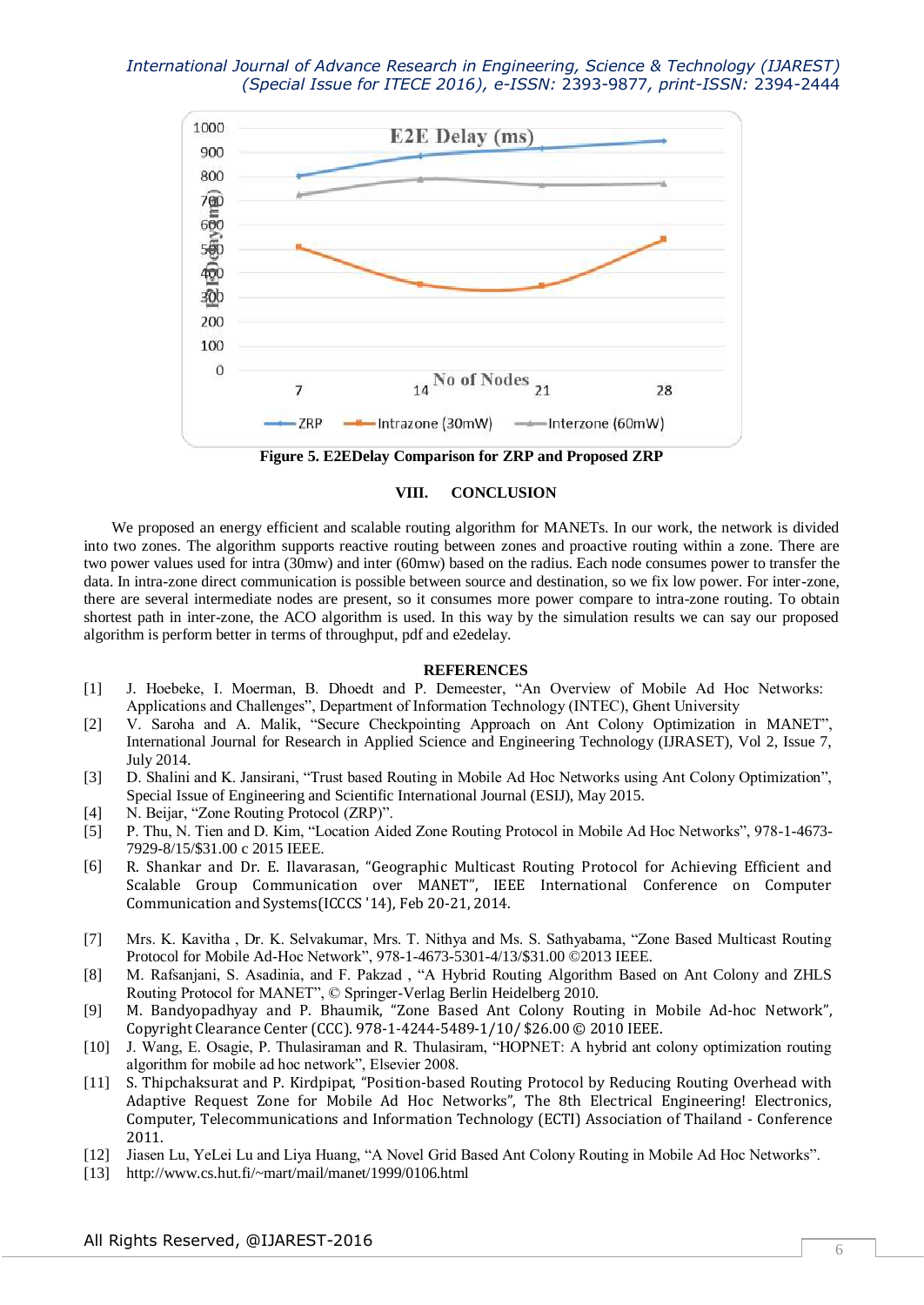Figure 5. E2EDelay Comparison for ZRP and Proposed ZRP

## VIII. CONCLUSION

We proposed an energy efficient and scalable routing algorithm for MANETs. In our work, the network is divided into two zones. The algorithm supports reactive routing between zones and proactive routing within a zone. There are two power values used for intra (30mw) and inter (60mw) based on the radius. Each node consumes power to transfer the data. In intra-zone direct communication is possible between source and destination, so we fix low power. For inter-zone, there are several intermediate nodes are present, so it consumes more power compare to intra-zone routing. To obtain shortest path in inter-zone, the ACO algorithm is used. In this way by the simulation results we can say our proposed algorithm is perform better in terms of throughput, pdf and e2edelay.

## REFERENCES

[1] J. Hoebeke, I. Moerman, B. Dhoedt and P. Demeester, "An Overview of Mobile Ad Hoc Networks: Applications and Challenges", Department of Information Technology (INTEC), Ghent University

[2] V. Saroha and A. Malik, "Secure Checkpointing Approach on Ant Colony Optimization in MANET", International Journal for Research in Applied Science and Engineering Technology (IJRASET), Vol 2, Issue 7, July 2014.

[3] D. Shalini and K. Jansirani, "Trust based Routing in Mobile Ad Hoc Networks using Ant Colony Optimization", Special Issue of Engineering and Scientific International Journal (ESIJ), May 2015.

[4] N. Beijar, "Zone Routing Protocol (ZRP)".

[5] P. Thu, N. Tien and D. Kim, "Location Aided Zone Routing Protocol in Mobile Ad Hoc Networks", 978-1-4673-7929-8/15/$31.00 c 2015 IEEE.

[6] R. Shankar and Dr. E. Ilavarasan, "Geographic Multicast Routing Protocol for Achieving Efficient and Scalable Group Communication over MANET", IEEE International Conference on Computer Communication and Systems(ICCCS '14), Feb 20-21, 2014.

[7] Mrs. K. Kavitha , Dr. K. Selvakumar, Mrs. T. Nithya and Ms. S. Sathyabama, "Zone Based Multicast Routing Protocol for Mobile Ad-Hoc Network", 978-1-4673-5301-4/13/$31.00 ©2013 IEEE.

[8] M. Rafsanjani, S. Asadinia, and F. Pakzad , "A Hybrid Routing Algorithm Based on Ant Colony and ZHLS Routing Protocol for MANET", © Springer-Verlag Berlin Heidelberg 2010.

[9] M. Bandyopadhyay and P. Bhaumik, "Zone Based Ant Colony Routing in Mobile Ad-hoc Network", Copyright Clearance Center (CCC). 978-1-4244-5489-1/10/ $26.00 © 2010 IEEE.

[10] J. Wang, E. Osagie, P. Thulasiraman and R. Thulasiram, "HOPNET: A hybrid ant colony optimization routing algorithm for mobile ad hoc network", Elsevier 2008.

[11] S. Thipchaksurat and P. Kirdpipat, "Position-based Routing Protocol by Reducing Routing Overhead with Adaptive Request Zone for Mobile Ad Hoc Networks", The 8th Electrical Engineering! Electronics, Computer, Telecommunications and Information Technology (ECTI) Association of Thailand - Conference 2011.

[12] Jiasen Lu, YeLei Lu and Liya Huang, "A Novel Grid Based Ant Colony Routing in Mobile Ad Hoc Networks".

[13] http://www.cs.hut.fi/~mart/mail/manet/1999/0106.html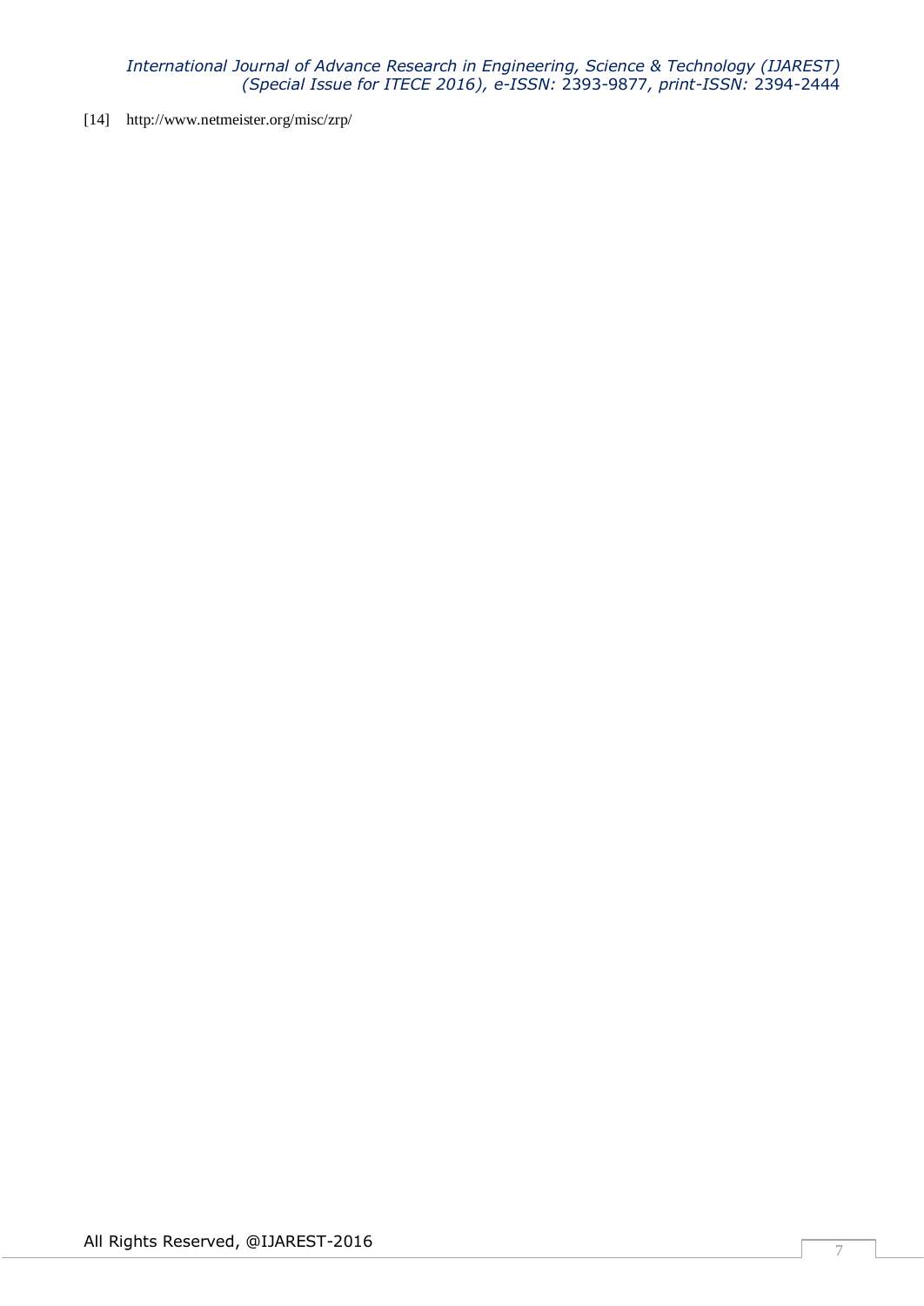[14] http://www.netmeister.org/misc/zrp/